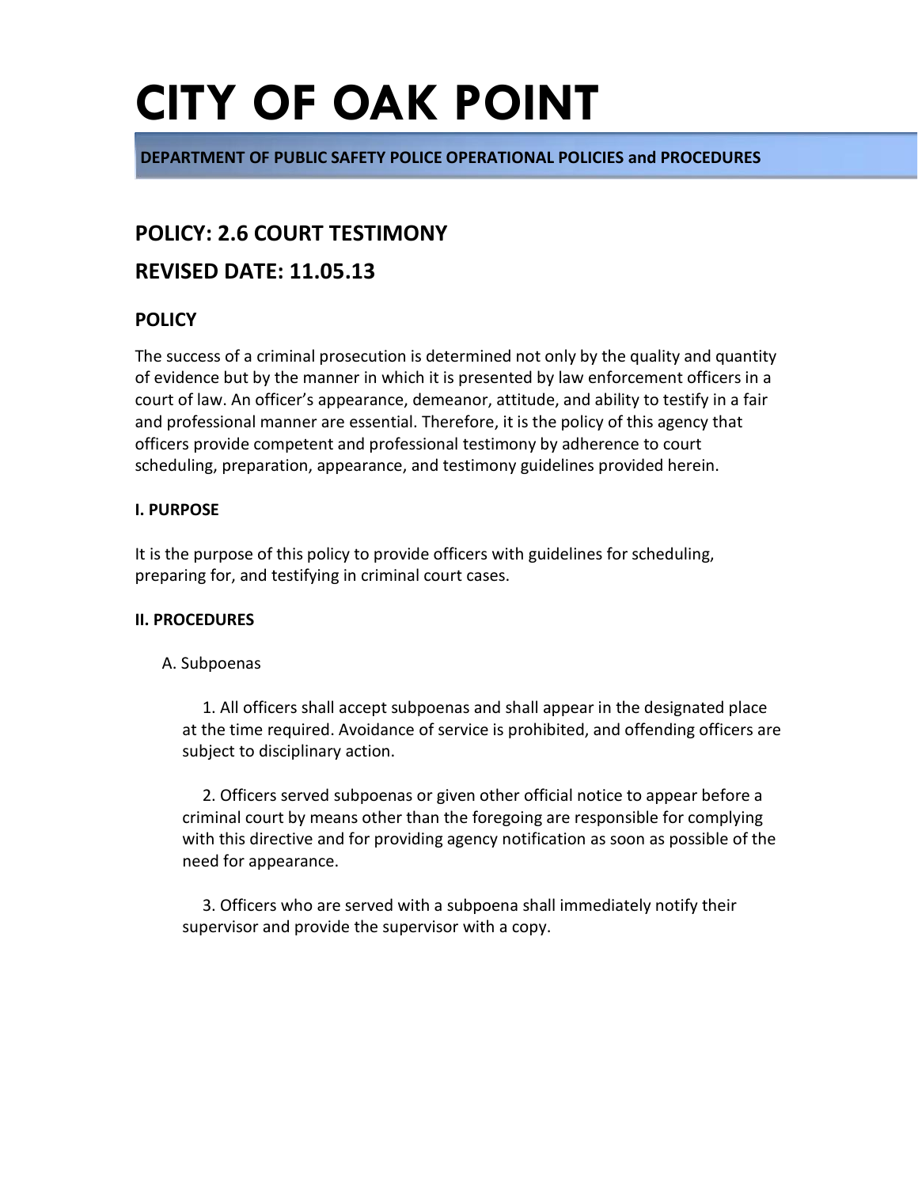# CITY OF OAK POINT

**DEPARTMENT OF PUBLIC SAFETY POLICE OPERATIONAL POLICIES and PROCEDURES**

## POLICY: 2.6 COURT TESTIMONY

## REVISED DATE: 11.05.13

### POLICY

The success of a criminal prosecution is determined not only by the quality and quantity of evidence but by the manner in which it is presented by law enforcement officers in a court of law. An officer's appearance, demeanor, attitude, and ability to testify in a fair and professional manner are essential. Therefore, it is the policy of this agency that officers provide competent and professional testimony by adherence to court scheduling, preparation, appearance, and testimony guidelines provided herein.

**I. PURPOSE**

It is the purpose of this policy to provide officers with guidelines for scheduling, preparing for, and testifying in criminal court cases.

**II. PROCEDURES**

A. Subpoenas

1. All officers shall accept subpoenas and shall appear in the designated place at the time required. Avoidance of service is prohibited, and offending officers are subject to disciplinary action.

2. Officers served subpoenas or given other official notice to appear before a criminal court by means other than the foregoing are responsible for complying with this directive and for providing agency notification as soon as possible of the need for appearance.

3. Officers who are served with a subpoena shall immediately notify their supervisor and provide the supervisor with a copy.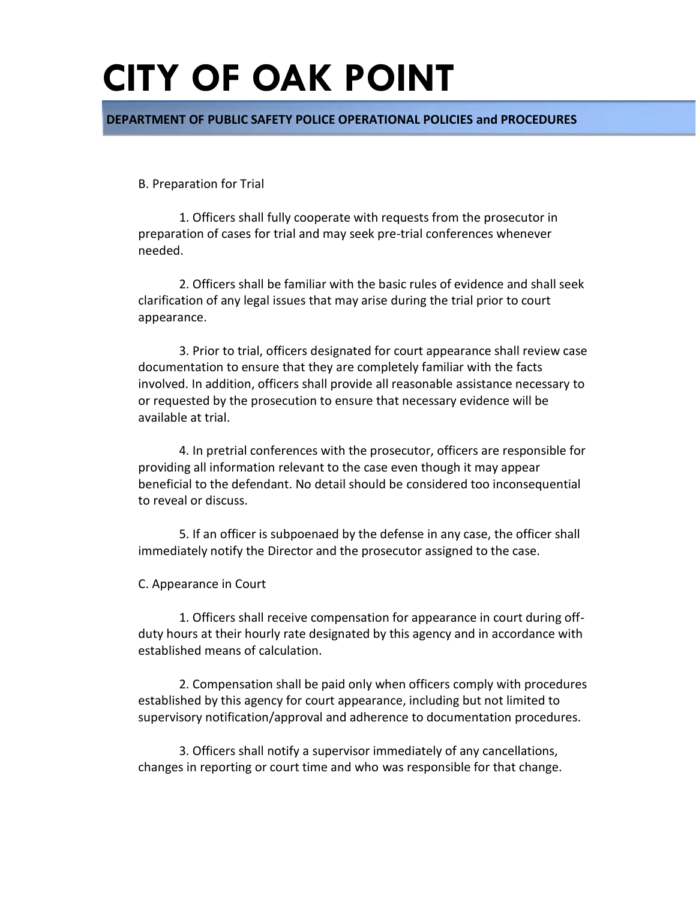B. Preparation for Trial

1. Officers shall fully cooperate with requests from the prosecutor in preparation of cases for trial and may seek pre-trial conferences whenever needed.

2. Officers shall be familiar with the basic rules of evidence and shall seek clarification of any legal issues that may arise during the trial prior to court appearance.

3. Prior to trial, officers designated for court appearance shall review case documentation to ensure that they are completely familiar with the facts involved. In addition, officers shall provide all reasonable assistance necessary to or requested by the prosecution to ensure that necessary evidence will be available at trial.

4. In pretrial conferences with the prosecutor, officers are responsible for providing all information relevant to the case even though it may appear beneficial to the defendant. No detail should be considered too inconsequential to reveal or discuss.

5. If an officer is subpoenaed by the defense in any case, the officer shall immediately notify the Director and the prosecutor assigned to the case.

C. Appearance in Court

1. Officers shall receive compensation for appearance in court during off-duty hours at their hourly rate designated by this agency and in accordance with established means of calculation.

2. Compensation shall be paid only when officers comply with procedures established by this agency for court appearance, including but not limited to supervisory notification/approval and adherence to documentation procedures.

3. Officers shall notify a supervisor immediately of any cancellations, changes in reporting or court time and who was responsible for that change.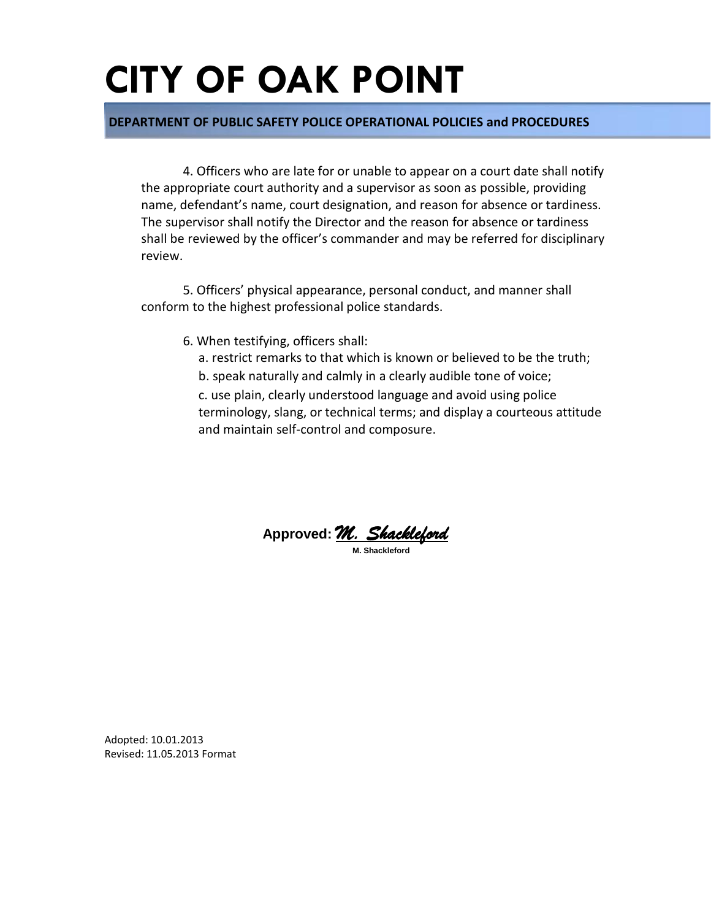4. Officers who are late for or unable to appear on a court date shall notify the appropriate court authority and a supervisor as soon as possible, providing name, defendant's name, court designation, and reason for absence or tardiness. The supervisor shall notify the Director and the reason for absence or tardiness shall be reviewed by the officer's commander and may be referred for disciplinary review.

5. Officers' physical appearance, personal conduct, and manner shall conform to the highest professional police standards.

6. When testifying, officers shall:

a. restrict remarks to that which is known or believed to be the truth;

b. speak naturally and calmly in a clearly audible tone of voice;

c. use plain, clearly understood language and avoid using police terminology, slang, or technical terms; and display a courteous attitude and maintain self-control and composure.

**Approved:** *M. Shackleford*

M. Shackleford

Adopted: 10.01.2013
Revised: 11.05.2013 Format